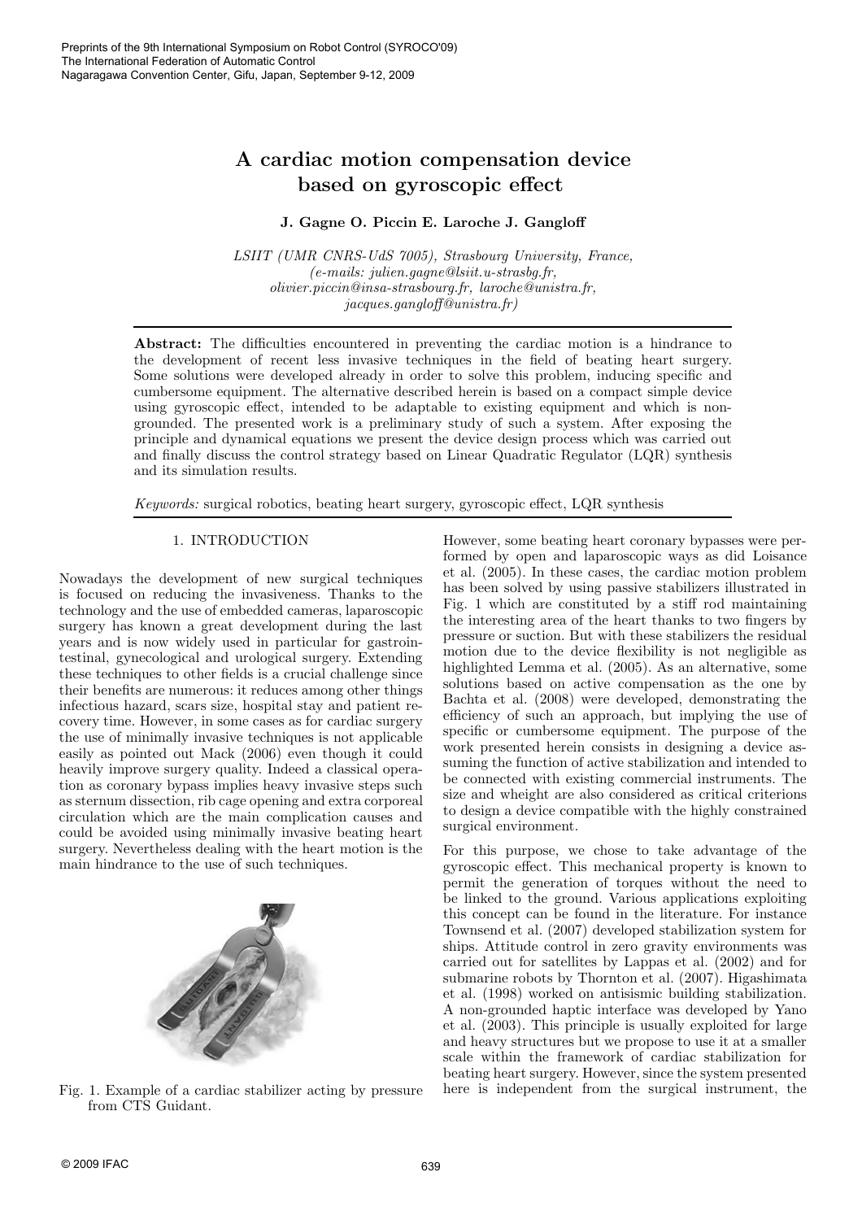# A cardiac motion compensation device based on gyroscopic effect

**J. Gagne O. Piccin E. Laroche J. Gangloff**

*LSIIT (UMR CNRS-UdS 7005), Strasbourg University, France, (e-mails: julien.gagne@lsiit.u-strasbg.fr, olivier.piccin@insa-strasbourg.fr, laroche@unistra.fr, jacques.gangloff@unistra.fr)*

**Abstract:** The difficulties encountered in preventing the cardiac motion is a hindrance to the development of recent less invasive techniques in the field of beating heart surgery. Some solutions were developed already in order to solve this problem, inducing specific and cumbersome equipment. The alternative described herein is based on a compact simple device using gyroscopic effect, intended to be adaptable to existing equipment and which is non-grounded. The presented work is a preliminary study of such a system. After exposing the principle and dynamical equations we present the device design process which was carried out and finally discuss the control strategy based on Linear Quadratic Regulator (LQR) synthesis and its simulation results.

*Keywords:* surgical robotics, beating heart surgery, gyroscopic effect, LQR synthesis

## 1. INTRODUCTION

Nowadays the development of new surgical techniques is focused on reducing the invasiveness. Thanks to the technology and the use of embedded cameras, laparoscopic surgery has known a great development during the last years and is now widely used in particular for gastrointestinal, gynecological and urological surgery. Extending these techniques to other fields is a crucial challenge since their benefits are numerous: it reduces among other things infectious hazard, scars size, hospital stay and patient recovery time. However, in some cases as for cardiac surgery the use of minimally invasive techniques is not applicable easily as pointed out Mack (2006) even though it could heavily improve surgery quality. Indeed a classical operation as coronary bypass implies heavy invasive steps such as sternum dissection, rib cage opening and extra corporeal circulation which are the main complication causes and could be avoided using minimally invasive beating heart surgery. Nevertheless dealing with the heart motion is the main hindrance to the use of such techniques.

Fig. 1. Example of a cardiac stabilizer acting by pressure from CTS Guidant.

However, some beating heart coronary bypasses were performed by open and laparoscopic ways as did Loisance et al. (2005). In these cases, the cardiac motion problem has been solved by using passive stabilizers illustrated in Fig. 1 which are constituted by a stiff rod maintaining the interesting area of the heart thanks to two fingers by pressure or suction. But with these stabilizers the residual motion due to the device flexibility is not negligible as highlighted Lemma et al. (2005). As an alternative, some solutions based on active compensation as the one by Bachta et al. (2008) were developed, demonstrating the efficiency of such an approach, but implying the use of specific or cumbersome equipment. The purpose of the work presented herein consists in designing a device assuming the function of active stabilization and intended to be connected with existing commercial instruments. The size and wheight are also considered as critical criterions to design a device compatible with the highly constrained surgical environment.

For this purpose, we chose to take advantage of the gyroscopic effect. This mechanical property is known to permit the generation of torques without the need to be linked to the ground. Various applications exploiting this concept can be found in the literature. For instance Townsend et al. (2007) developed stabilization system for ships. Attitude control in zero gravity environments was carried out for satellites by Lappas et al. (2002) and for submarine robots by Thornton et al. (2007). Higashimata et al. (1998) worked on antisismic building stabilization. A non-grounded haptic interface was developed by Yano et al. (2003). This principle is usually exploited for large and heavy structures but we propose to use it at a smaller scale within the framework of cardiac stabilization for beating heart surgery. However, since the system presented here is independent from the surgical instrument, the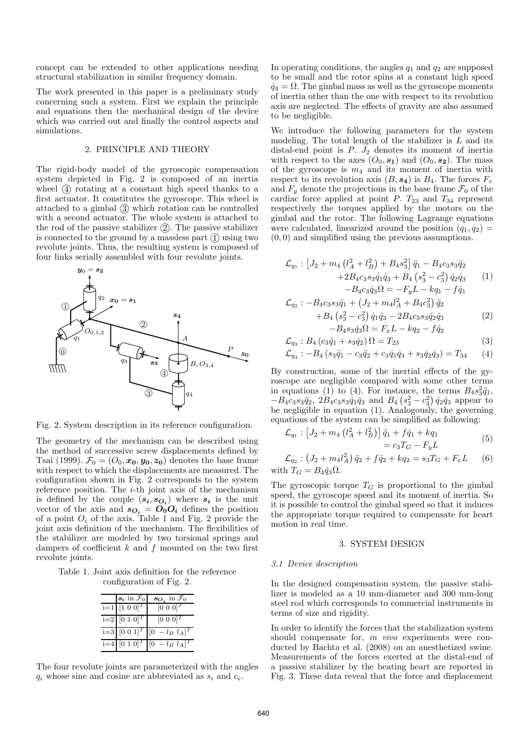concept can be extended to other applications needing structural stabilization in similar frequency domain.

The work presented in this paper is a preliminary study concerning such a system. First we explain the principle and equations then the mechanical design of the device which was carried out and finally the control aspects and simulations.

## 2. PRINCIPLE AND THEORY

The rigid-body model of the gyroscopic compensation system depicted in Fig. 2 is composed of an inertia wheel ④ rotating at a constant high speed thanks to a first actuator. It constitutes the gyroscope. This wheel is attached to a gimbal ③ which rotation can be controlled with a second actuator. The whole system is attached to the rod of the passive stabilizer ②. The passive stabilizer is connected to the ground by a massless part ① using two revolute joints. Thus, the resulting system is composed of four links serially assembled with four revolute joints.

Fig. 2. System description in its reference configuration.

The geometry of the mechanism can be described using the method of successive screw displacements defined by Tsai (1999). $\mathcal{F}_0 = (O_0, \boldsymbol{x_0}, \boldsymbol{y_0}, \boldsymbol{z_0})$ denotes the base frame with respect to which the displacements are measured. The configuration shown in Fig. 2 corresponds to the system reference position. The $i$-th joint axis of the mechanism is defined by the couple $(\boldsymbol{s_i}, \boldsymbol{s_{O_i}})$ where $\boldsymbol{s_i}$ is the unit vector of the axis and $\boldsymbol{s_{O_i}} = \boldsymbol{O_0 O_i}$ defines the position of a point $O_i$ of the axis. Table 1 and Fig. 2 provide the joint axis definition of the mechanism. The flexibilities of the stabilizer are modeled by two torsional springs and dampers of coefficient $k$ and $f$ mounted on the two first revolute joints.

Table 1. Joint axis definition for the reference configuration of Fig. 2.

| | $\boldsymbol{s_i}$ in $\mathcal{F}_0$ | $\boldsymbol{s_{O_i}}$ in $\mathcal{F}_0$ |
|---|---|---|
| i=1 | $[1\ 0\ 0]^T$ | $[0\ 0\ 0]^T$ |
| i=2 | $[0\ 1\ 0]^T$ | $[0\ 0\ 0]^T$ |
| i=3 | $[0\ 0\ 1]^T$ | $[0\ -l_B\ l_A]^T$ |
| i=4 | $[0\ 1\ 0]^T$ | $[0\ -l_B\ l_A]^T$ |

The four revolute joints are parameterized with the angles $q_i$ whose sine and cosine are abbreviated as $s_i$ and $c_i$.

In operating conditions, the angles $q_1$ and $q_2$ are supposed to be small and the rotor spins at a constant high speed $\dot{q}_4 = \Omega$. The gimbal mass as well as the gyroscope moments of inertia other than the one with respect to its revolution axis are neglected. The effects of gravity are also assumed to be negligible.

We introduce the following parameters for the system modeling. The total length of the stabilizer is $L$ and its distal-end point is $P$. $J_2$ denotes its moment of inertia with respect to the axes $(O_0, \boldsymbol{s_1})$ and $(O_0, \boldsymbol{s_2})$. The mass of the gyroscope is $m_4$ and its moment of inertia with respect to its revolution axis $(B, \boldsymbol{s_4})$ is $B_4$. The forces $F_x$ and $F_y$ denote the projections in the base frame $\mathcal{F}_0$ of the cardiac force applied at point $P$. $T_{23}$ and $T_{34}$ represent respectively the torques applied by the motors on the gimbal and the rotor. The following Lagrange equations were calculated, linearized around the position $(q_1, q_2) = (0, 0)$ and simplified using the previous assumptions.

$$\begin{aligned}\mathcal{L}_{q_1} : & \left[J_2 + m_4\left(l_A^2 + l_B^2\right) + B_4 s_3^2\right]\ddot{q}_1 - B_4 c_3 s_3 \ddot{q}_2 \\ & + 2B_4 c_3 s_3 \dot{q}_1 \dot{q}_3 + B_4\left(s_3^2 - c_3^2\right)\dot{q}_2\dot{q}_3 \\ & - B_4 c_3 \dot{q}_3 \Omega = -F_y L - k q_1 - f\dot{q}_1\end{aligned} \tag{1}$$

$$\begin{aligned}\mathcal{L}_{q_2} : & -B_4 c_3 s_3 \ddot{q}_1 + \left(J_2 + m_4 l_A^2 + B_4 c_3^2\right)\ddot{q}_2 \\ & + B_4\left(s_3^2 - c_3^2\right)\dot{q}_1\dot{q}_3 - 2B_4 c_3 s_3 \dot{q}_2 \dot{q}_3 \\ & - B_4 s_3 \dot{q}_3 \Omega = F_x L - k q_2 - f\dot{q}_2\end{aligned} \tag{2}$$

$$\mathcal{L}_{q_3} : B_4\left(c_3\dot{q}_1 + s_3\dot{q}_2\right)\Omega = T_{23} \tag{3}$$

$$\mathcal{L}_{q_4} : -B_4\left(s_3\ddot{q}_1 - c_3\ddot{q}_2 + c_3\dot{q}_1\dot{q}_3 + s_3\dot{q}_2\dot{q}_3\right) = T_{34} \tag{4}$$

By construction, some of the inertial effects of the gyroscope are negligible compared with some other terms in equations (1) to (4). For instance, the terms $B_4 s_3^2 \ddot{q}_1$, $-B_4 c_3 s_3 \ddot{q}_2$, $2B_4 c_3 s_3 \dot{q}_1 \dot{q}_3$ and $B_4\left(s_3^2 - c_3^2\right)\dot{q}_2\dot{q}_3$ appear to be negligible in equation (1). Analogously, the governing equations of the system can be simplified as following:

$$\begin{aligned}\mathcal{L}_{q_1} : \left[J_2 + m_4\left(l_A^2 + l_B^2\right)\right]\ddot{q}_1 + f\dot{q}_1 + kq_1 \\ = c_3 T_G - F_y L\end{aligned} \tag{5}$$

$$\mathcal{L}_{q_2} : \left(J_2 + m_4 l_A^2\right)\ddot{q}_2 + f\dot{q}_2 + kq_2 = s_3 T_G + F_x L \tag{6}$$

with $T_G = B_4 \dot{q}_3 \Omega$.

The gyroscopic torque $T_G$ is proportional to the gimbal speed, the gyroscope speed and its moment of inertia. So it is possible to control the gimbal speed so that it induces the appropriate torque required to compensate for heart motion in real time.

## 3. SYSTEM DESIGN

### 3.1 Device description

In the designed compensation system, the passive stabilizer is modeled as a 10 mm-diameter and 300 mm-long steel rod which corresponds to commercial instruments in terms of size and rigidity.

In order to identify the forces that the stabilization system should compensate for, *in vivo* experiments were conducted by Bachta et al. (2008) on an anesthetized swine. Measurements of the forces exerted at the distal-end of a passive stabilizer by the beating heart are reported in Fig. 3. These data reveal that the force and displacement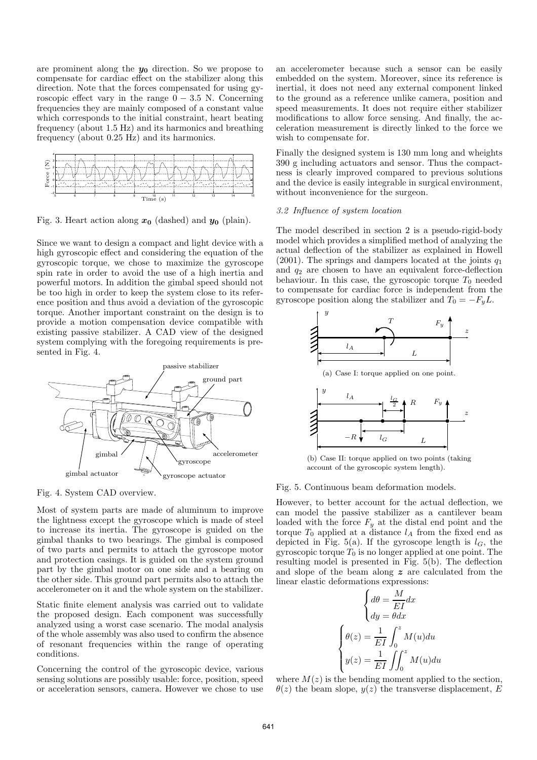are prominent along the $\boldsymbol{y_0}$ direction. So we propose to compensate for cardiac effect on the stabilizer along this direction. Note that the forces compensated for using gyroscopic effect vary in the range $0 - 3.5$ N. Concerning frequencies they are mainly composed of a constant value which corresponds to the initial constraint, heart beating frequency (about 1.5 Hz) and its harmonics and breathing frequency (about 0.25 Hz) and its harmonics.

Fig. 3. Heart action along $\boldsymbol{x_0}$ (dashed) and $\boldsymbol{y_0}$ (plain).

Since we want to design a compact and light device with a high gyroscopic effect and considering the equation of the gyroscopic torque, we chose to maximize the gyroscope spin rate in order to avoid the use of a high inertia and powerful motors. In addition the gimbal speed should not be too high in order to keep the system close to its reference position and thus avoid a deviation of the gyroscopic torque. Another important constraint on the design is to provide a motion compensation device compatible with existing passive stabilizer. A CAD view of the designed system complying with the foregoing requirements is presented in Fig. 4.

Fig. 4. System CAD overview.

Most of system parts are made of aluminum to improve the lightness except the gyroscope which is made of steel to increase its inertia. The gyroscope is guided on the gimbal thanks to two bearings. The gimbal is composed of two parts and permits to attach the gyroscope motor and protection casings. It is guided on the system ground part by the gimbal motor on one side and a bearing on the other side. This ground part permits also to attach the accelerometer on it and the whole system on the stabilizer.

Static finite element analysis was carried out to validate the proposed design. Each component was successfully analyzed using a worst case scenario. The modal analysis of the whole assembly was also used to confirm the absence of resonant frequencies within the range of operating conditions.

Concerning the control of the gyroscopic device, various sensing solutions are possibly usable: force, position, speed or acceleration sensors, camera. However we chose to use an accelerometer because such a sensor can be easily embedded on the system. Moreover, since its reference is inertial, it does not need any external component linked to the ground as a reference unlike camera, position and speed measurements. It does not require either stabilizer modifications to allow force sensing. And finally, the acceleration measurement is directly linked to the force we wish to compensate for.

Finally the designed system is 130 mm long and wheights 390 g including actuators and sensor. Thus the compactness is clearly improved compared to previous solutions and the device is easily integrable in surgical environment, without inconvenience for the surgeon.

### 3.2 Influence of system location

The model described in section 2 is a pseudo-rigid-body model which provides a simplified method of analyzing the actual deflection of the stabilizer as explained in Howell (2001). The springs and dampers located at the joints $q_1$ and $q_2$ are chosen to have an equivalent force-deflection behaviour. In this case, the gyroscopic torque $T_0$ needed to compensate for cardiac force is independent from the gyroscope position along the stabilizer and $T_0 = -F_y L$.

(a) Case I: torque applied on one point.

(b) Case II: torque applied on two points (taking account of the gyroscopic system length).

Fig. 5. Continuous beam deformation models.

However, to better account for the actual deflection, we can model the passive stabilizer as a cantilever beam loaded with the force $F_y$ at the distal end point and the torque $T_0$ applied at a distance $l_A$ from the fixed end as depicted in Fig. 5(a). If the gyroscope length is $l_G$, the gyroscopic torque $T_0$ is no longer applied at one point. The resulting model is presented in Fig. 5(b). The deflection and slope of the beam along $\boldsymbol{z}$ are calculated from the linear elastic deformations expressions:

$$\begin{cases} d\theta = \dfrac{M}{EI}dx \\ dy = \theta dx \end{cases}$$

$$\begin{cases} \theta(z) = \dfrac{1}{EI}\displaystyle\int_0^z M(u)du \\ y(z) = \dfrac{1}{EI}\displaystyle\iint_0^z M(u)du \end{cases}$$

where $M(z)$ is the bending moment applied to the section, $\theta(z)$ the beam slope, $y(z)$ the transverse displacement, $E$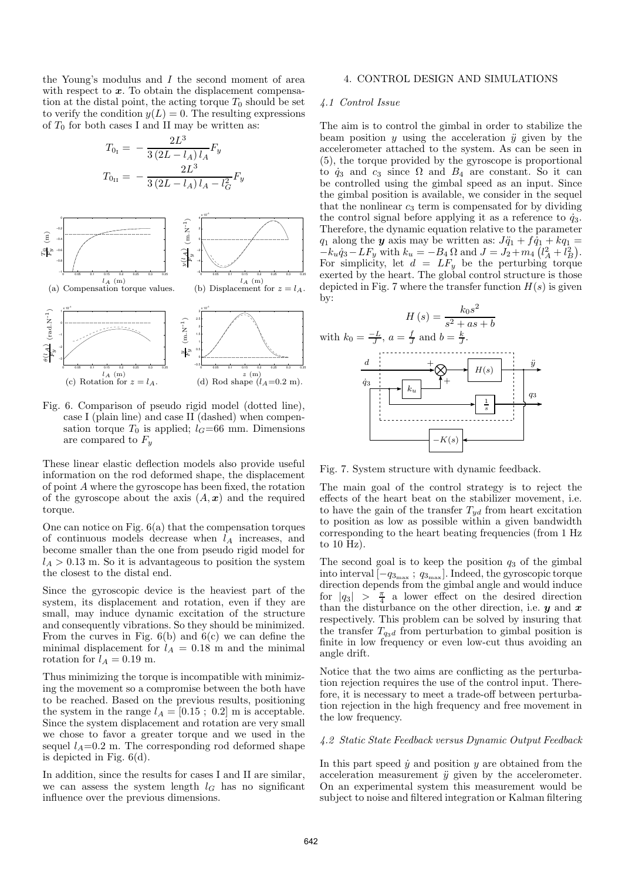the Young's modulus and $I$ the second moment of area with respect to $\boldsymbol{x}$. To obtain the displacement compensation at the distal point, the acting torque $T_0$ should be set to verify the condition $y(L) = 0$. The resulting expressions of $T_0$ for both cases I and II may be written as:

$$T_{0_{\mathrm{I}}} = -\frac{2L^3}{3\,(2L - l_A)\, l_A} F_y$$

$$T_{0_{\mathrm{II}}} = -\frac{2L^3}{3\,(2L - l_A)\, l_A - l_G^2} F_y$$

(a) Compensation torque values. (b) Displacement for $z = l_A$.

(c) Rotation for $z = l_A$. (d) Rod shape ($l_A$=0.2 m).

Fig. 6. Comparison of pseudo rigid model (dotted line), case I (plain line) and case II (dashed) when compensation torque $T_0$ is applied; $l_G$=66 mm. Dimensions are compared to $F_y$

These linear elastic deflection models also provide useful information on the rod deformed shape, the displacement of point $A$ where the gyroscope has been fixed, the rotation of the gyroscope about the axis $(A, \boldsymbol{x})$ and the required torque.

One can notice on Fig. 6(a) that the compensation torques of continuous models decrease when $l_A$ increases, and become smaller than the one from pseudo rigid model for $l_A > 0.13$ m. So it is advantageous to position the system the closest to the distal end.

Since the gyroscopic device is the heaviest part of the system, its displacement and rotation, even if they are small, may induce dynamic excitation of the structure and consequently vibrations. So they should be minimized. From the curves in Fig. 6(b) and 6(c) we can define the minimal displacement for $l_A = 0.18$ m and the minimal rotation for $l_A = 0.19$ m.

Thus minimizing the torque is incompatible with minimizing the movement so a compromise between the both have to be reached. Based on the previous results, positioning the system in the range $l_A = [0.15\ ;\ 0.2]$ m is acceptable. Since the system displacement and rotation are very small we chose to favor a greater torque and we used in the sequel $l_A$=0.2 m. The corresponding rod deformed shape is depicted in Fig. 6(d).

In addition, since the results for cases I and II are similar, we can assess the system length $l_G$ has no significant influence over the previous dimensions.

## 4. CONTROL DESIGN AND SIMULATIONS

### *4.1 Control Issue*

The aim is to control the gimbal in order to stabilize the beam position $y$ using the acceleration $\ddot{y}$ given by the accelerometer attached to the system. As can be seen in (5), the torque provided by the gyroscope is proportional to $\dot{q}_3$ and $c_3$ since $\Omega$ and $B_4$ are constant. So it can be controlled using the gimbal speed as an input. Since the gimbal position is available, we consider in the sequel that the nonlinear $c_3$ term is compensated for by dividing the control signal before applying it as a reference to $\dot{q}_3$. Therefore, the dynamic equation relative to the parameter $q_1$ along the $\boldsymbol{y}$ axis may be written as: $J\ddot{q}_1 + f\dot{q}_1 + kq_1 = -k_u\dot{q}_3 - LF_y$ with $k_u = -B_4\,\Omega$ and $J = J_2 + m_4\left(l_A^2 + l_B^2\right)$. For simplicity, let $d = LF_y$ be the perturbing torque exerted by the heart. The global control structure is those depicted in Fig. 7 where the transfer function $H(s)$ is given by:

$$H(s) = \frac{k_0 s^2}{s^2 + as + b}$$

with $k_0 = \frac{-L}{J}$, $a = \frac{f}{J}$ and $b = \frac{k}{J}$.

Fig. 7. System structure with dynamic feedback.

The main goal of the control strategy is to reject the effects of the heart beat on the stabilizer movement, i.e. to have the gain of the transfer $T_{yd}$ from heart excitation to position as low as possible within a given bandwidth corresponding to the heart beating frequencies (from 1 Hz to 10 Hz).

The second goal is to keep the position $q_3$ of the gimbal into interval $[-q_{3_{\max}}\ ;\ q_{3_{\max}}]$. Indeed, the gyroscopic torque direction depends from the gimbal angle and would induce for $|q_3| > \frac{\pi}{4}$ a lower effect on the desired direction than the disturbance on the other direction, i.e. $\boldsymbol{y}$ and $\boldsymbol{x}$ respectively. This problem can be solved by insuring that the transfer $T_{q_3 d}$ from perturbation to gimbal position is finite in low frequency or even low-cut thus avoiding an angle drift.

Notice that the two aims are conflicting as the perturbation rejection requires the use of the control input. Therefore, it is necessary to meet a trade-off between perturbation rejection in the high frequency and free movement in the low frequency.

### *4.2 Static State Feedback versus Dynamic Output Feedback*

In this part speed $\dot{y}$ and position $y$ are obtained from the acceleration measurement $\ddot{y}$ given by the accelerometer. On an experimental system this measurement would be subject to noise and filtered integration or Kalman filtering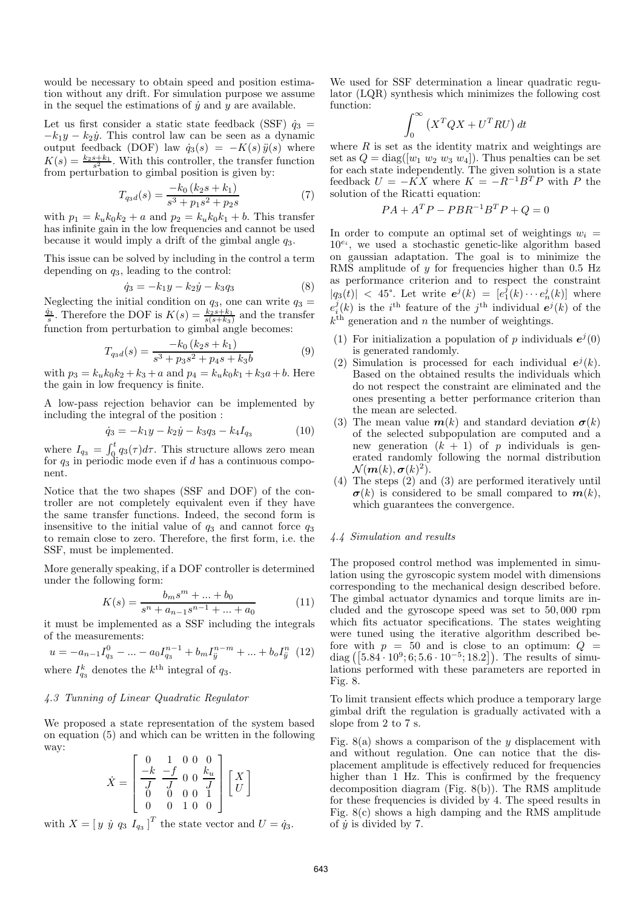would be necessary to obtain speed and position estimation without any drift. For simulation purpose we assume in the sequel the estimations of $\dot{y}$ and $y$ are available.

Let us first consider a static state feedback (SSF) $\dot{q}_3 = -k_1 y - k_2 \dot{y}$. This control law can be seen as a dynamic output feedback (DOF) law $\dot{q}_3(s) = -K(s)\,\ddot{y}(s)$ where $K(s) = \frac{k_2 s + k_1}{s^2}$. With this controller, the transfer function from perturbation to gimbal position is given by:

$$T_{q_3 d}(s) = \frac{-k_0\,(k_2 s + k_1)}{s^3 + p_1 s^2 + p_2 s} \tag{7}$$

with $p_1 = k_u k_0 k_2 + a$ and $p_2 = k_u k_0 k_1 + b$. This transfer has infinite gain in the low frequencies and cannot be used because it would imply a drift of the gimbal angle $q_3$.

This issue can be solved by including in the control a term depending on $q_3$, leading to the control:

$$\dot{q}_3 = -k_1 y - k_2 \dot{y} - k_3 q_3 \tag{8}$$

Neglecting the initial condition on $q_3$, one can write $q_3 = \frac{\dot{q}_3}{s}$. Therefore the DOF is $K(s) = \frac{k_2 s + k_1}{s(s+k_3)}$ and the transfer function from perturbation to gimbal angle becomes:

$$T_{q_3 d}(s) = \frac{-k_0\,(k_2 s + k_1)}{s^3 + p_3 s^2 + p_4 s + k_3 b} \tag{9}$$

with $p_3 = k_u k_0 k_2 + k_3 + a$ and $p_4 = k_u k_0 k_1 + k_3 a + b$. Here the gain in low frequency is finite.

A low-pass rejection behavior can be implemented by including the integral of the position :

$$\dot{q}_3 = -k_1 y - k_2 \dot{y} - k_3 q_3 - k_4 I_{q_3} \tag{10}$$

where $I_{q_3} = \int_0^t q_3(\tau) d\tau$. This structure allows zero mean for $q_3$ in periodic mode even if $d$ has a continuous component.

Notice that the two shapes (SSF and DOF) of the controller are not completely equivalent even if they have the same transfer functions. Indeed, the second form is insensitive to the initial value of $q_3$ and cannot force $q_3$ to remain close to zero. Therefore, the first form, i.e. the SSF, must be implemented.

More generally speaking, if a DOF controller is determined under the following form:

$$K(s) = \frac{b_m s^m + ... + b_0}{s^n + a_{n-1} s^{n-1} + ... + a_0} \tag{11}$$

it must be implemented as a SSF including the integrals of the measurements:

$$u = -a_{n-1} I^0_{q_3} - ... - a_0 I^{n-1}_{q_3} + b_m I^{n-m}_{\ddot{y}} + ... + b_o I^n_{\ddot{y}} \tag{12}$$

where $I^k_{q_3}$ denotes the $k^{\text{th}}$ integral of $q_3$.

### 4.3 Tunning of Linear Quadratic Regulator

We proposed a state representation of the system based on equation (5) and which can be written in the following way:

$$\dot{X} = \begin{bmatrix} 0 & 1 & 0 & 0 & 0 \\ \frac{-k}{J} & \frac{-f}{J} & 0 & 0 & \frac{k_u}{J} \\ 0 & 0 & 0 & 0 & 1 \\ 0 & 0 & 1 & 0 & 0 \end{bmatrix} \begin{bmatrix} X \\ U \end{bmatrix}$$

with $X = [\, y \;\, \dot{y} \;\, q_3 \;\, I_{q_3} \,]^T$ the state vector and $U = \dot{q}_3$.

We used for SSF determination a linear quadratic regulator (LQR) synthesis which minimizes the following cost function:

$$\int_0^\infty \left( X^T Q X + U^T R U \right) dt$$

where $R$ is set as the identity matrix and weightings are set as $Q = \text{diag}([w_1\ w_2\ w_3\ w_4])$. Thus penalties can be set for each state independently. The given solution is a state feedback $U = -KX$ where $K = -R^{-1} B^T P$ with $P$ the solution of the Ricatti equation:

$$PA + A^T P - PBR^{-1} B^T P + Q = 0$$

In order to compute an optimal set of weightings $w_i = 10^{e_i}$, we used a stochastic genetic-like algorithm based on gaussian adaptation. The goal is to minimize the RMS amplitude of $y$ for frequencies higher than 0.5 Hz as performance criterion and to respect the constraint $|q_3(t)| < 45°$. Let write $\boldsymbol{e}^j(k) = [e^j_1(k) \cdots e^j_n(k)]$ where $e^j_i(k)$ is the $i^{\text{th}}$ feature of the $j^{\text{th}}$ individual $\boldsymbol{e}^j(k)$ of the $k^{\text{th}}$ generation and $n$ the number of weightings.

1. For initialization a population of $p$ individuals $\boldsymbol{e}^j(0)$ is generated randomly.
2. Simulation is processed for each individual $\boldsymbol{e}^j(k)$. Based on the obtained results the individuals which do not respect the constraint are eliminated and the ones presenting a better performance criterion than the mean are selected.
3. The mean value $\boldsymbol{m}(k)$ and standard deviation $\boldsymbol{\sigma}(k)$ of the selected subpopulation are computed and a new generation $(k+1)$ of $p$ individuals is generated randomly following the normal distribution $\mathcal{N}(\boldsymbol{m}(k), \boldsymbol{\sigma}(k)^2)$.
4. The steps (2) and (3) are performed iteratively until $\boldsymbol{\sigma}(k)$ is considered to be small compared to $\boldsymbol{m}(k)$, which guarantees the convergence.

### 4.4 Simulation and results

The proposed control method was implemented in simulation using the gyroscopic system model with dimensions corresponding to the mechanical design described before. The gimbal actuator dynamics and torque limits are included and the gyroscope speed was set to 50,000 rpm which fits actuator specifications. The states weighting were tuned using the iterative algorithm described before with $p = 50$ and is close to an optimum: $Q = \text{diag}\left([5.84 \cdot 10^9; 6; 5.6 \cdot 10^{-5}; 18.2]\right)$. The results of simulations performed with these parameters are reported in Fig. 8.

To limit transient effects which produce a temporary large gimbal drift the regulation is gradually activated with a slope from 2 to 7 s.

Fig. 8(a) shows a comparison of the $y$ displacement with and without regulation. One can notice that the displacement amplitude is effectively reduced for frequencies higher than 1 Hz. This is confirmed by the frequency decomposition diagram (Fig. 8(b)). The RMS amplitude for these frequencies is divided by 4. The speed results in Fig. 8(c) shows a high damping and the RMS amplitude of $\dot{y}$ is divided by 7.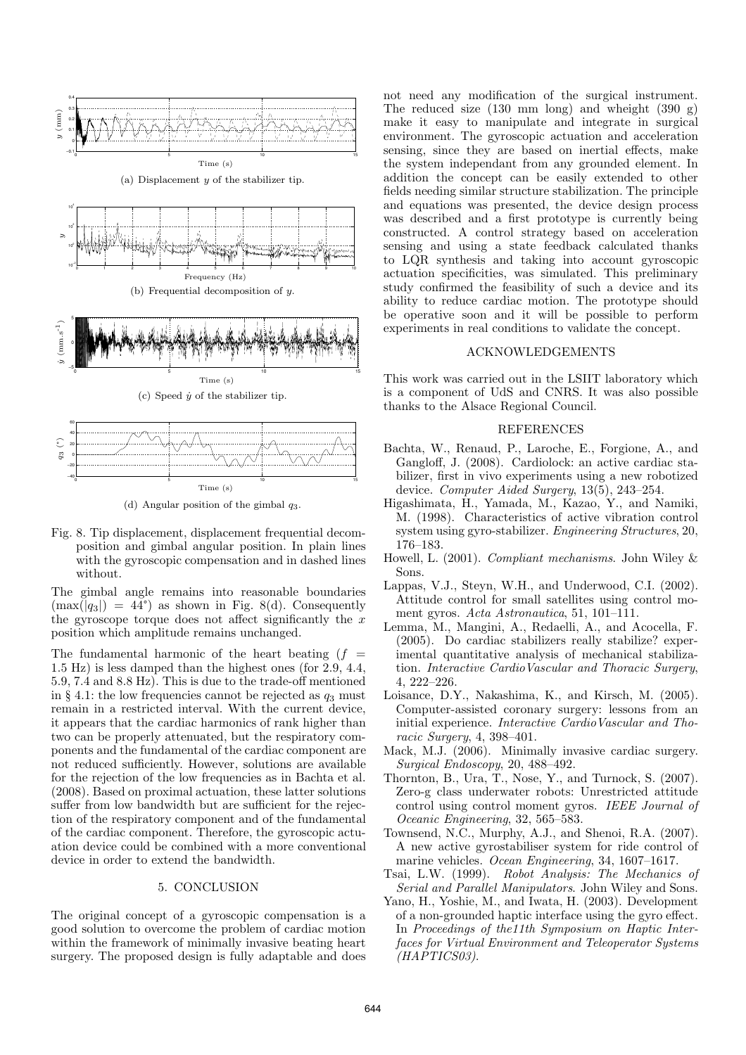0.4
0.3
0.2
0.1
0
−0.1

$y$ (mm)

0 5 10 15

Time (s)

(a) Displacement $y$ of the stabilizer tip.

$y$

Frequency (Hz)

0 1 2 3 4 5 6 7 8 9 10

(b) Frequential decomposition of $y$.

5
0
−5

$\dot{y}$ (mm.s$^{-1}$)

0 5 10 15

Time (s)

(c) Speed $\dot{y}$ of the stabilizer tip.

60
40
20
0
−20
−40

$q_3$ (°)

0 5 10 15

Time (s)

(d) Angular position of the gimbal $q_3$.

Fig. 8. Tip displacement, displacement frequential decomposition and gimbal angular position. In plain lines with the gyroscopic compensation and in dashed lines without.

The gimbal angle remains into reasonable boundaries ($\max(|q_3|) = 44°$) as shown in Fig. 8(d). Consequently the gyroscope torque does not affect significantly the $x$ position which amplitude remains unchanged.

The fundamental harmonic of the heart beating ($f = 1.5$ Hz) is less damped than the highest ones (for 2.9, 4.4, 5.9, 7.4 and 8.8 Hz). This is due to the trade-off mentioned in § 4.1: the low frequencies cannot be rejected as $q_3$ must remain in a restricted interval. With the current device, it appears that the cardiac harmonics of rank higher than two can be properly attenuated, but the respiratory components and the fundamental of the cardiac component are not reduced sufficiently. However, solutions are available for the rejection of the low frequencies as in Bachta et al. (2008). Based on proximal actuation, these latter solutions suffer from low bandwidth but are sufficient for the rejection of the respiratory component and of the fundamental of the cardiac component. Therefore, the gyroscopic actuation device could be combined with a more conventional device in order to extend the bandwidth.

## 5. CONCLUSION

The original concept of a gyroscopic compensation is a good solution to overcome the problem of cardiac motion within the framework of minimally invasive beating heart surgery. The proposed design is fully adaptable and does not need any modification of the surgical instrument. The reduced size (130 mm long) and wheight (390 g) make it easy to manipulate and integrate in surgical environment. The gyroscopic actuation and acceleration sensing, since they are based on inertial effects, make the system independant from any grounded element. In addition the concept can be easily extended to other fields needing similar structure stabilization. The principle and equations was presented, the device design process was described and a first prototype is currently being constructed. A control strategy based on acceleration sensing and using a state feedback calculated thanks to LQR synthesis and taking into account gyroscopic actuation specificities, was simulated. This preliminary study confirmed the feasibility of such a device and its ability to reduce cardiac motion. The prototype should be operative soon and it will be possible to perform experiments in real conditions to validate the concept.

## ACKNOWLEDGEMENTS

This work was carried out in the LSIIT laboratory which is a component of UdS and CNRS. It was also possible thanks to the Alsace Regional Council.

## REFERENCES

Bachta, W., Renaud, P., Laroche, E., Forgione, A., and Gangloff, J. (2008). Cardiolock: an active cardiac stabilizer, first in vivo experiments using a new robotized device. *Computer Aided Surgery*, 13(5), 243–254.

Higashimata, H., Yamada, M., Kazao, Y., and Namiki, M. (1998). Characteristics of active vibration control system using gyro-stabilizer. *Engineering Structures*, 20, 176–183.

Howell, L. (2001). *Compliant mechanisms*. John Wiley & Sons.

Lappas, V.J., Steyn, W.H., and Underwood, C.I. (2002). Attitude control for small satellites using control moment gyros. *Acta Astronautica*, 51, 101–111.

Lemma, M., Mangini, A., Redaelli, A., and Acocella, F. (2005). Do cardiac stabilizers really stabilize? experimental quantitative analysis of mechanical stabilization. *Interactive CardioVascular and Thoracic Surgery*, 4, 222–226.

Loisance, D.Y., Nakashima, K., and Kirsch, M. (2005). Computer-assisted coronary surgery: lessons from an initial experience. *Interactive CardioVascular and Thoracic Surgery*, 4, 398–401.

Mack, M.J. (2006). Minimally invasive cardiac surgery. *Surgical Endoscopy*, 20, 488–492.

Thornton, B., Ura, T., Nose, Y., and Turnock, S. (2007). Zero-g class underwater robots: Unrestricted attitude control using control moment gyros. *IEEE Journal of Oceanic Engineering*, 32, 565–583.

Townsend, N.C., Murphy, A.J., and Shenoi, R.A. (2007). A new active gyrostabiliser system for ride control of marine vehicles. *Ocean Engineering*, 34, 1607–1617.

Tsai, L.W. (1999). *Robot Analysis: The Mechanics of Serial and Parallel Manipulators*. John Wiley and Sons.

Yano, H., Yoshie, M., and Iwata, H. (2003). Development of a non-grounded haptic interface using the gyro effect. In *Proceedings of the11th Symposium on Haptic Interfaces for Virtual Environment and Teleoperator Systems (HAPTICS03)*.